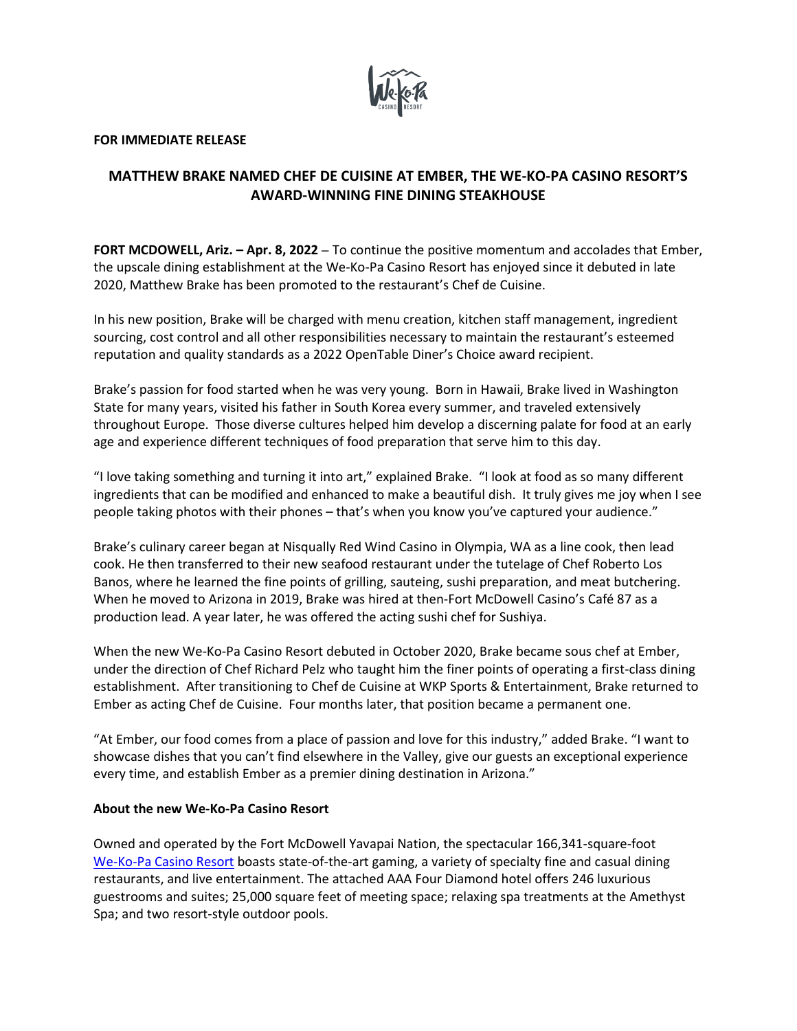**FOR IMMEDIATE RELEASE**

# MATTHEW BRAKE NAMED CHEF DE CUISINE AT EMBER, THE WE-KO-PA CASINO RESORT'S AWARD-WINNING FINE DINING STEAKHOUSE

**FORT MCDOWELL, Ariz. – Apr. 8, 2022** – To continue the positive momentum and accolades that Ember, the upscale dining establishment at the We-Ko-Pa Casino Resort has enjoyed since it debuted in late 2020, Matthew Brake has been promoted to the restaurant's Chef de Cuisine.

In his new position, Brake will be charged with menu creation, kitchen staff management, ingredient sourcing, cost control and all other responsibilities necessary to maintain the restaurant's esteemed reputation and quality standards as a 2022 OpenTable Diner's Choice award recipient.

Brake's passion for food started when he was very young. Born in Hawaii, Brake lived in Washington State for many years, visited his father in South Korea every summer, and traveled extensively throughout Europe. Those diverse cultures helped him develop a discerning palate for food at an early age and experience different techniques of food preparation that serve him to this day.

"I love taking something and turning it into art," explained Brake. "I look at food as so many different ingredients that can be modified and enhanced to make a beautiful dish. It truly gives me joy when I see people taking photos with their phones – that's when you know you've captured your audience."

Brake's culinary career began at Nisqually Red Wind Casino in Olympia, WA as a line cook, then lead cook. He then transferred to their new seafood restaurant under the tutelage of Chef Roberto Los Banos, where he learned the fine points of grilling, sauteing, sushi preparation, and meat butchering. When he moved to Arizona in 2019, Brake was hired at then-Fort McDowell Casino's Café 87 as a production lead. A year later, he was offered the acting sushi chef for Sushiya.

When the new We-Ko-Pa Casino Resort debuted in October 2020, Brake became sous chef at Ember, under the direction of Chef Richard Pelz who taught him the finer points of operating a first-class dining establishment. After transitioning to Chef de Cuisine at WKP Sports & Entertainment, Brake returned to Ember as acting Chef de Cuisine. Four months later, that position became a permanent one.

"At Ember, our food comes from a place of passion and love for this industry," added Brake. "I want to showcase dishes that you can't find elsewhere in the Valley, give our guests an exceptional experience every time, and establish Ember as a premier dining destination in Arizona."

**About the new We-Ko-Pa Casino Resort**

Owned and operated by the Fort McDowell Yavapai Nation, the spectacular 166,341-square-foot We-Ko-Pa Casino Resort boasts state-of-the-art gaming, a variety of specialty fine and casual dining restaurants, and live entertainment. The attached AAA Four Diamond hotel offers 246 luxurious guestrooms and suites; 25,000 square feet of meeting space; relaxing spa treatments at the Amethyst Spa; and two resort-style outdoor pools.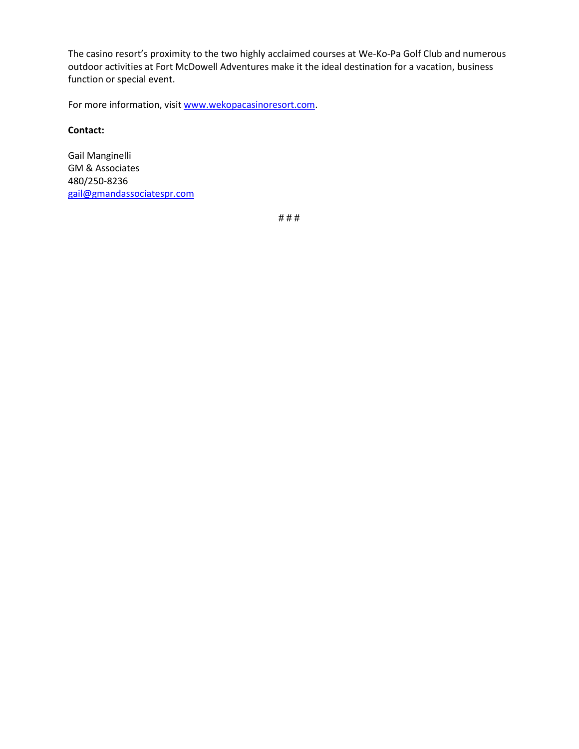The casino resort's proximity to the two highly acclaimed courses at We-Ko-Pa Golf Club and numerous outdoor activities at Fort McDowell Adventures make it the ideal destination for a vacation, business function or special event.

For more information, visit [www.wekopacasinoresort.com](http://www.wekopacasinoresort.com).

**Contact:**

Gail Manginelli
GM & Associates
480/250-8236
[gail@gmandassociatespr.com](mailto:gail@gmandassociatespr.com)

# # #